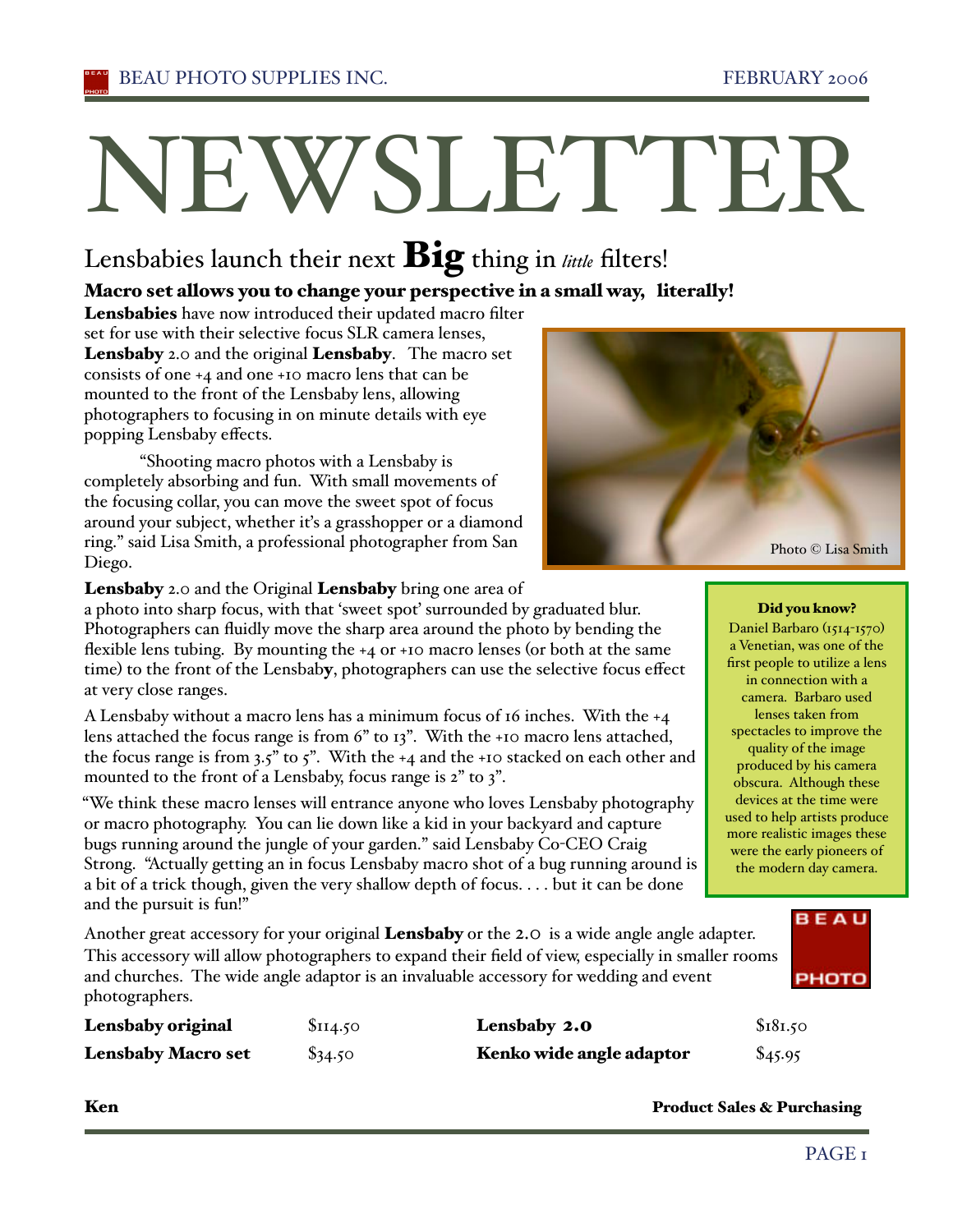# NEWSLETTER

## Lensbabies launch their next **Big** thing in *little* filters!

### Macro set allows you to change your perspective in a small way, literally!

**Lensbabies** have now introduced their updated macro filter set for use with their selective focus SLR camera lenses, **Lensbaby** 2.0 and the original **Lensbaby**. The macro set consists of one +4 and one +10 macro lens that can be mounted to the front of the Lensbaby lens, allowing photographers to focusing in on minute details with eye popping Lensbaby effects.

"Shooting macro photos with a Lensbaby is completely absorbing and fun. With small movements of the focusing collar, you can move the sweet spot of focus around your subject, whether it's a grasshopper or a diamond ring." said Lisa Smith, a professional photographer from San Diego.

Photo © Lisa Smith

**Lensbaby** 2.0 and the Original **Lensbaby** bring one area of a photo into sharp focus, with that 'sweet spot' surrounded by graduated blur. Photographers can fluidly move the sharp area around the photo by bending the flexible lens tubing. By mounting the +4 or +10 macro lenses (or both at the same time) to the front of the Lensbaby, photographers can use the selective focus effect at very close ranges.

A Lensbaby without a macro lens has a minimum focus of 16 inches. With the +4 lens attached the focus range is from 6" to 13". With the +10 macro lens attached, the focus range is from 3.5" to 5". With the +4 and the +10 stacked on each other and mounted to the front of a Lensbaby, focus range is 2" to 3".

"We think these macro lenses will entrance anyone who loves Lensbaby photography or macro photography. You can lie down like a kid in your backyard and capture bugs running around the jungle of your garden." said Lensbaby Co-CEO Craig Strong. "Actually getting an in focus Lensbaby macro shot of a bug running around is a bit of a trick though, given the very shallow depth of focus. . . . but it can be done and the pursuit is fun!"

Another great accessory for your original **Lensbaby** or the 2.0 is a wide angle angle adapter. This accessory will allow photographers to expand their field of view, especially in smaller rooms and churches. The wide angle adaptor is an invaluable accessory for wedding and event photographers.

| | | | |
|---|---|---|---|
| **Lensbaby original** | $114.50 | **Lensbaby 2.0** | $181.50 |
| **Lensbaby Macro set** | $34.50 | **Kenko wide angle adaptor** | $45.95 |

**Ken** — **Product Sales & Purchasing**

---

**Did you know?**

Daniel Barbaro (1514-1570) a Venetian, was one of the first people to utilize a lens in connection with a camera. Barbaro used lenses taken from spectacles to improve the quality of the image produced by his camera obscura. Although these devices at the time were used to help artists produce more realistic images these were the early pioneers of the modern day camera.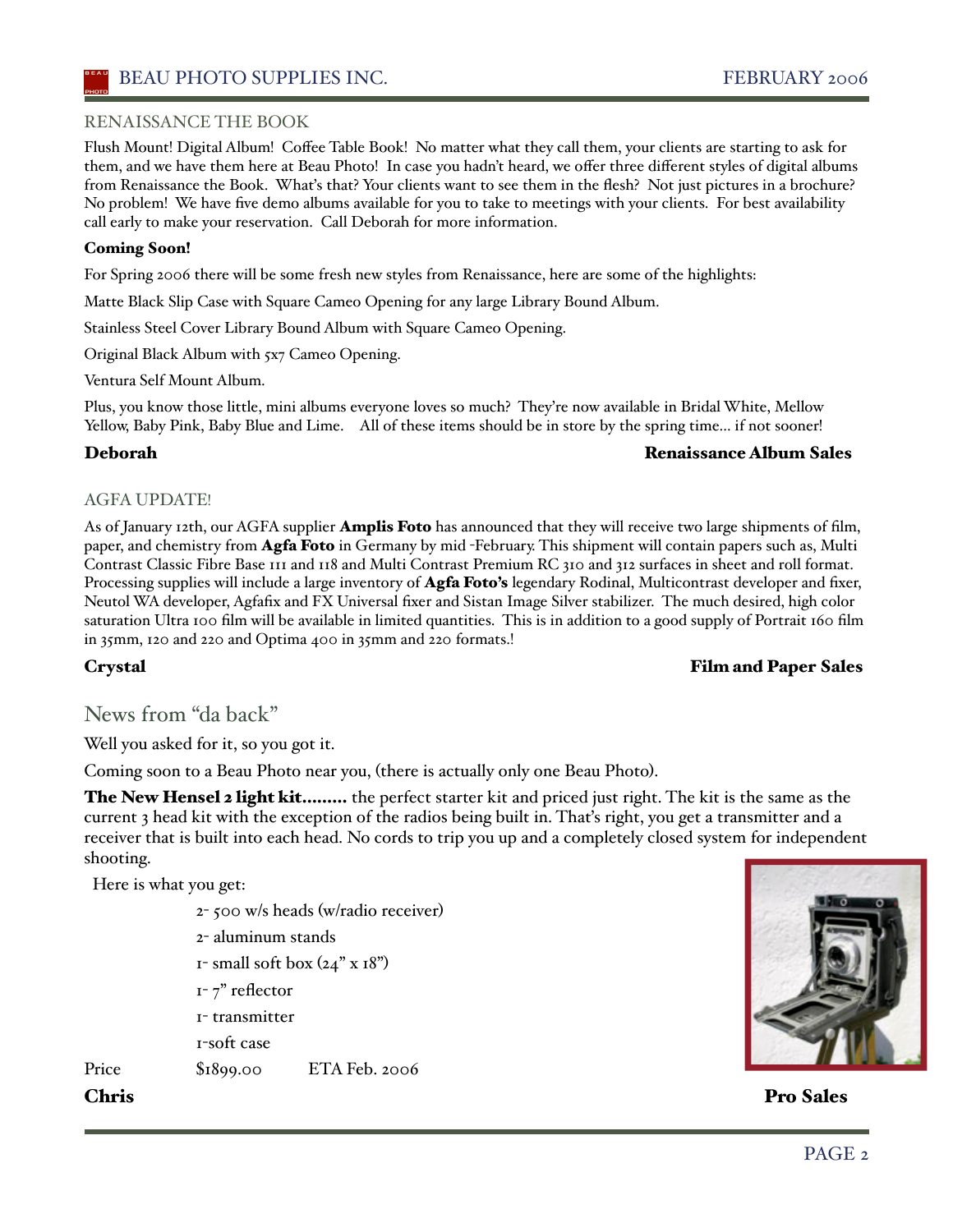## RENAISSANCE THE BOOK

Flush Mount! Digital Album! Coffee Table Book! No matter what they call them, your clients are starting to ask for them, and we have them here at Beau Photo! In case you hadn't heard, we offer three different styles of digital albums from Renaissance the Book. What's that? Your clients want to see them in the flesh? Not just pictures in a brochure? No problem! We have five demo albums available for you to take to meetings with your clients. For best availability call early to make your reservation. Call Deborah for more information.

**Coming Soon!**

For Spring 2006 there will be some fresh new styles from Renaissance, here are some of the highlights:

Matte Black Slip Case with Square Cameo Opening for any large Library Bound Album.

Stainless Steel Cover Library Bound Album with Square Cameo Opening.

Original Black Album with 5x7 Cameo Opening.

Ventura Self Mount Album.

Plus, you know those little, mini albums everyone loves so much? They're now available in Bridal White, Mellow Yellow, Baby Pink, Baby Blue and Lime. All of these items should be in store by the spring time… if not sooner!

**Deborah** **Renaissance Album Sales**

## AGFA UPDATE!

As of January 12th, our AGFA supplier **Amplis Foto** has announced that they will receive two large shipments of film, paper, and chemistry from **Agfa Foto** in Germany by mid -February. This shipment will contain papers such as, Multi Contrast Classic Fibre Base 111 and 118 and Multi Contrast Premium RC 310 and 312 surfaces in sheet and roll format. Processing supplies will include a large inventory of **Agfa Foto's** legendary Rodinal, Multicontrast developer and fixer, Neutol WA developer, Agfafix and FX Universal fixer and Sistan Image Silver stabilizer. The much desired, high color saturation Ultra 100 film will be available in limited quantities. This is in addition to a good supply of Portrait 160 film in 35mm, 120 and 220 and Optima 400 in 35mm and 220 formats.!

**Crystal** **Film and Paper Sales**

## News from "da back"

Well you asked for it, so you got it.

Coming soon to a Beau Photo near you, (there is actually only one Beau Photo).

**The New Hensel 2 light kit………** the perfect starter kit and priced just right. The kit is the same as the current 3 head kit with the exception of the radios being built in. That's right, you get a transmitter and a receiver that is built into each head. No cords to trip you up and a completely closed system for independent shooting.

Here is what you get:

- 2- 500 w/s heads (w/radio receiver)
- 2- aluminum stands
- 1- small soft box (24" x 18")
- 1- 7" reflector
- 1- transmitter
- 1-soft case

Price $1899.00 ETA Feb. 2006

**Chris** **Pro Sales**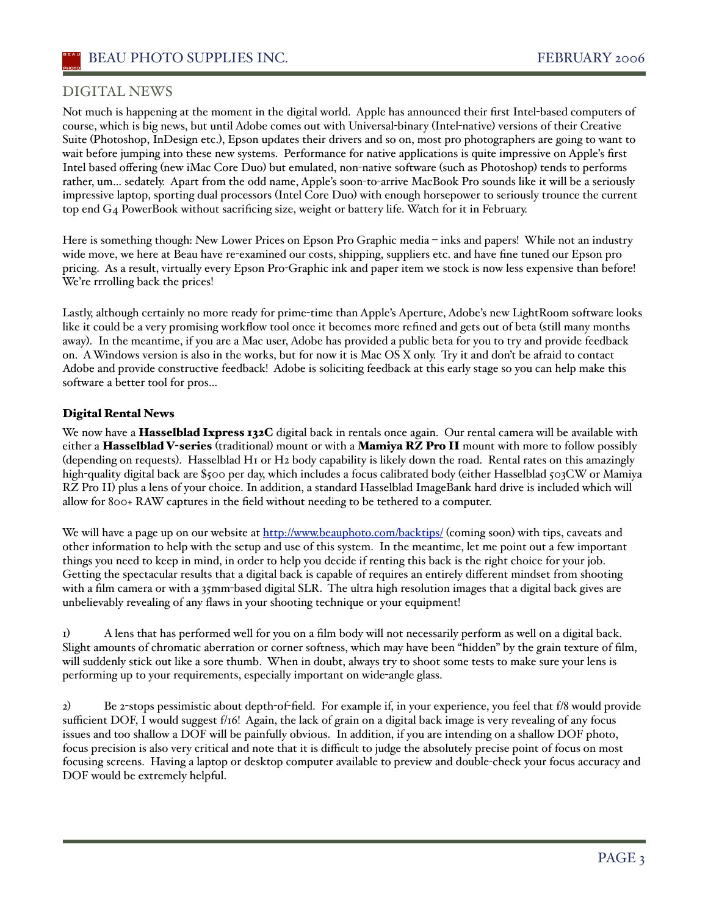## DIGITAL NEWS

Not much is happening at the moment in the digital world. Apple has announced their first Intel-based computers of course, which is big news, but until Adobe comes out with Universal-binary (Intel-native) versions of their Creative Suite (Photoshop, InDesign etc.), Epson updates their drivers and so on, most pro photographers are going to want to wait before jumping into these new systems. Performance for native applications is quite impressive on Apple's first Intel based offering (new iMac Core Duo) but emulated, non-native software (such as Photoshop) tends to performs rather, um... sedately. Apart from the odd name, Apple's soon-to-arrive MacBook Pro sounds like it will be a seriously impressive laptop, sporting dual processors (Intel Core Duo) with enough horsepower to seriously trounce the current top end G4 PowerBook without sacrificing size, weight or battery life. Watch for it in February.

Here is something though: New Lower Prices on Epson Pro Graphic media – inks and papers! While not an industry wide move, we here at Beau have re-examined our costs, shipping, suppliers etc. and have fine tuned our Epson pro pricing. As a result, virtually every Epson Pro-Graphic ink and paper item we stock is now less expensive than before! We're rrrolling back the prices!

Lastly, although certainly no more ready for prime-time than Apple's Aperture, Adobe's new LightRoom software looks like it could be a very promising workflow tool once it becomes more refined and gets out of beta (still many months away). In the meantime, if you are a Mac user, Adobe has provided a public beta for you to try and provide feedback on. A Windows version is also in the works, but for now it is Mac OS X only. Try it and don't be afraid to contact Adobe and provide constructive feedback! Adobe is soliciting feedback at this early stage so you can help make this software a better tool for pros...

### Digital Rental News

We now have a **Hasselblad Ixpress 132C** digital back in rentals once again. Our rental camera will be available with either a **Hasselblad V-series** (traditional) mount or with a **Mamiya RZ Pro II** mount with more to follow possibly (depending on requests). Hasselblad H1 or H2 body capability is likely down the road. Rental rates on this amazingly high-quality digital back are $500 per day, which includes a focus calibrated body (either Hasselblad 503CW or Mamiya RZ Pro II) plus a lens of your choice. In addition, a standard Hasselblad ImageBank hard drive is included which will allow for 800+ RAW captures in the field without needing to be tethered to a computer.

We will have a page up on our website at [http://www.beauphoto.com/backtips/](http://www.beauphoto.com/backtips/) (coming soon) with tips, caveats and other information to help with the setup and use of this system. In the meantime, let me point out a few important things you need to keep in mind, in order to help you decide if renting this back is the right choice for your job. Getting the spectacular results that a digital back is capable of requires an entirely different mindset from shooting with a film camera or with a 35mm-based digital SLR. The ultra high resolution images that a digital back gives are unbelievably revealing of any flaws in your shooting technique or your equipment!

1) A lens that has performed well for you on a film body will not necessarily perform as well on a digital back. Slight amounts of chromatic aberration or corner softness, which may have been "hidden" by the grain texture of film, will suddenly stick out like a sore thumb. When in doubt, always try to shoot some tests to make sure your lens is performing up to your requirements, especially important on wide-angle glass.

2) Be 2-stops pessimistic about depth-of-field. For example if, in your experience, you feel that f/8 would provide sufficient DOF, I would suggest f/16! Again, the lack of grain on a digital back image is very revealing of any focus issues and too shallow a DOF will be painfully obvious. In addition, if you are intending on a shallow DOF photo, focus precision is also very critical and note that it is difficult to judge the absolutely precise point of focus on most focusing screens. Having a laptop or desktop computer available to preview and double-check your focus accuracy and DOF would be extremely helpful.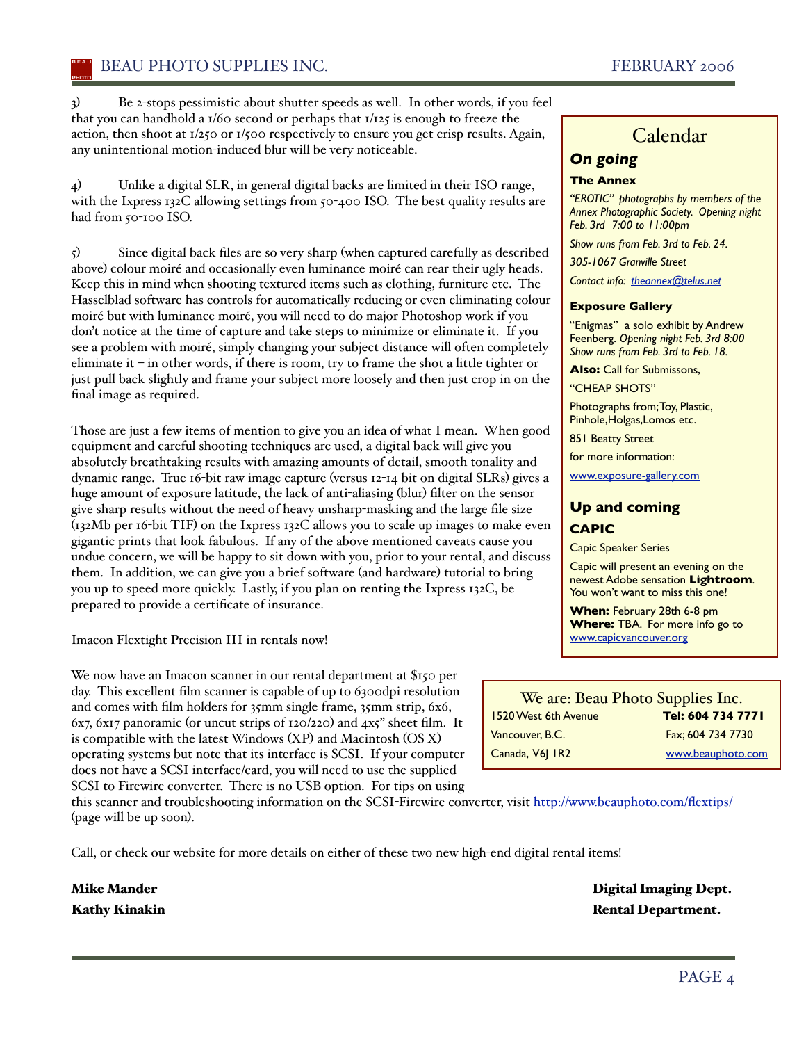3) Be 2-stops pessimistic about shutter speeds as well. In other words, if you feel that you can handhold a 1/60 second or perhaps that 1/125 is enough to freeze the action, then shoot at 1/250 or 1/500 respectively to ensure you get crisp results. Again, any unintentional motion-induced blur will be very noticeable.

4) Unlike a digital SLR, in general digital backs are limited in their ISO range, with the Ixpress 132C allowing settings from 50-400 ISO. The best quality results are had from 50-100 ISO.

5) Since digital back files are so very sharp (when captured carefully as described above) colour moiré and occasionally even luminance moiré can rear their ugly heads. Keep this in mind when shooting textured items such as clothing, furniture etc. The Hasselblad software has controls for automatically reducing or even eliminating colour moiré but with luminance moiré, you will need to do major Photoshop work if you don't notice at the time of capture and take steps to minimize or eliminate it. If you see a problem with moiré, simply changing your subject distance will often completely eliminate it – in other words, if there is room, try to frame the shot a little tighter or just pull back slightly and frame your subject more loosely and then just crop in on the final image as required.

Those are just a few items of mention to give you an idea of what I mean. When good equipment and careful shooting techniques are used, a digital back will give you absolutely breathtaking results with amazing amounts of detail, smooth tonality and dynamic range. True 16-bit raw image capture (versus 12-14 bit on digital SLRs) gives a huge amount of exposure latitude, the lack of anti-aliasing (blur) filter on the sensor give sharp results without the need of heavy unsharp-masking and the large file size (132Mb per 16-bit TIF) on the Ixpress 132C allows you to scale up images to make even gigantic prints that look fabulous. If any of the above mentioned caveats cause you undue concern, we will be happy to sit down with you, prior to your rental, and discuss them. In addition, we can give you a brief software (and hardware) tutorial to bring you up to speed more quickly. Lastly, if you plan on renting the Ixpress 132C, be prepared to provide a certificate of insurance.

Imacon Flextight Precision III in rentals now!

We now have an Imacon scanner in our rental department at $150 per day. This excellent film scanner is capable of up to 6300dpi resolution and comes with film holders for 35mm single frame, 35mm strip, 6x6, 6x7, 6x17 panoramic (or uncut strips of 120/220) and 4x5" sheet film. It is compatible with the latest Windows (XP) and Macintosh (OS X) operating systems but note that its interface is SCSI. If your computer does not have a SCSI interface/card, you will need to use the supplied SCSI to Firewire converter. There is no USB option. For tips on using this scanner and troubleshooting information on the SCSI-Firewire converter, visit http://www.beauphoto.com/flextips/ (page will be up soon).

Call, or check our website for more details on either of these two new high-end digital rental items!

**Mike Mander** — **Digital Imaging Dept.**

**Kathy Kinakin** — **Rental Department.**

## Calendar

### *On going*

**The Annex**

*"EROTIC" photographs by members of the Annex Photographic Society. Opening night Feb. 3rd 7:00 to 11:00pm*

*Show runs from Feb. 3rd to Feb. 24.*

*305-1067 Granville Street*

*Contact info: theannex@telus.net*

**Exposure Gallery**

"Enigmas" a solo exhibit by Andrew Feenberg. *Opening night Feb. 3rd 8:00 Show runs from Feb. 3rd to Feb. 18.*

**Also:** Call for Submissons,

"CHEAP SHOTS"

Photographs from; Toy, Plastic, Pinhole, Holgas, Lomos etc.

851 Beatty Street

for more information:

www.exposure-gallery.com

### Up and coming

**CAPIC**

Capic Speaker Series

Capic will present an evening on the newest Adobe sensation **Lightroom**. You won't want to miss this one!

**When:** February 28th 6-8 pm
**Where:** TBA. For more info go to www.capicvancouver.org

We are: Beau Photo Supplies Inc.

| | |
|---|---|
| 1520 West 6th Avenue | **Tel: 604 734 7771** |
| Vancouver, B.C. | Fax; 604 734 7730 |
| Canada, V6J 1R2 | www.beauphoto.com |